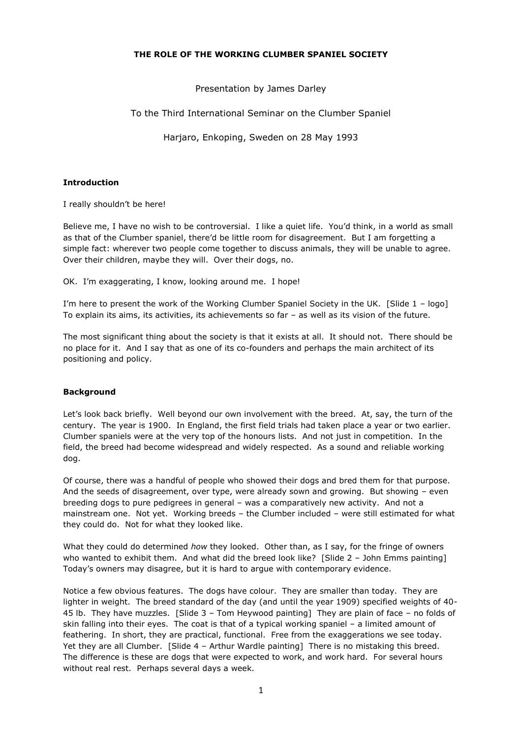**THE ROLE OF THE WORKING CLUMBER SPANIEL SOCIETY**

Presentation by James Darley

To the Third International Seminar on the Clumber Spaniel

Harjaro, Enkoping, Sweden on 28 May 1993

### Introduction

I really shouldn't be here!

Believe me, I have no wish to be controversial. I like a quiet life. You'd think, in a world as small as that of the Clumber spaniel, there'd be little room for disagreement. But I am forgetting a simple fact: wherever two people come together to discuss animals, they will be unable to agree. Over their children, maybe they will. Over their dogs, no.

OK. I'm exaggerating, I know, looking around me. I hope!

I'm here to present the work of the Working Clumber Spaniel Society in the UK. [Slide 1 – logo] To explain its aims, its activities, its achievements so far – as well as its vision of the future.

The most significant thing about the society is that it exists at all. It should not. There should be no place for it. And I say that as one of its co-founders and perhaps the main architect of its positioning and policy.

### Background

Let's look back briefly. Well beyond our own involvement with the breed. At, say, the turn of the century. The year is 1900. In England, the first field trials had taken place a year or two earlier. Clumber spaniels were at the very top of the honours lists. And not just in competition. In the field, the breed had become widespread and widely respected. As a sound and reliable working dog.

Of course, there was a handful of people who showed their dogs and bred them for that purpose. And the seeds of disagreement, over type, were already sown and growing. But showing – even breeding dogs to pure pedigrees in general – was a comparatively new activity. And not a mainstream one. Not yet. Working breeds – the Clumber included – were still estimated for what they could do. Not for what they looked like.

What they could do determined *how* they looked. Other than, as I say, for the fringe of owners who wanted to exhibit them. And what did the breed look like? [Slide 2 – John Emms painting] Today's owners may disagree, but it is hard to argue with contemporary evidence.

Notice a few obvious features. The dogs have colour. They are smaller than today. They are lighter in weight. The breed standard of the day (and until the year 1909) specified weights of 40-45 lb. They have muzzles. [Slide 3 – Tom Heywood painting] They are plain of face – no folds of skin falling into their eyes. The coat is that of a typical working spaniel – a limited amount of feathering. In short, they are practical, functional. Free from the exaggerations we see today. Yet they are all Clumber. [Slide 4 – Arthur Wardle painting] There is no mistaking this breed. The difference is these are dogs that were expected to work, and work hard. For several hours without real rest. Perhaps several days a week.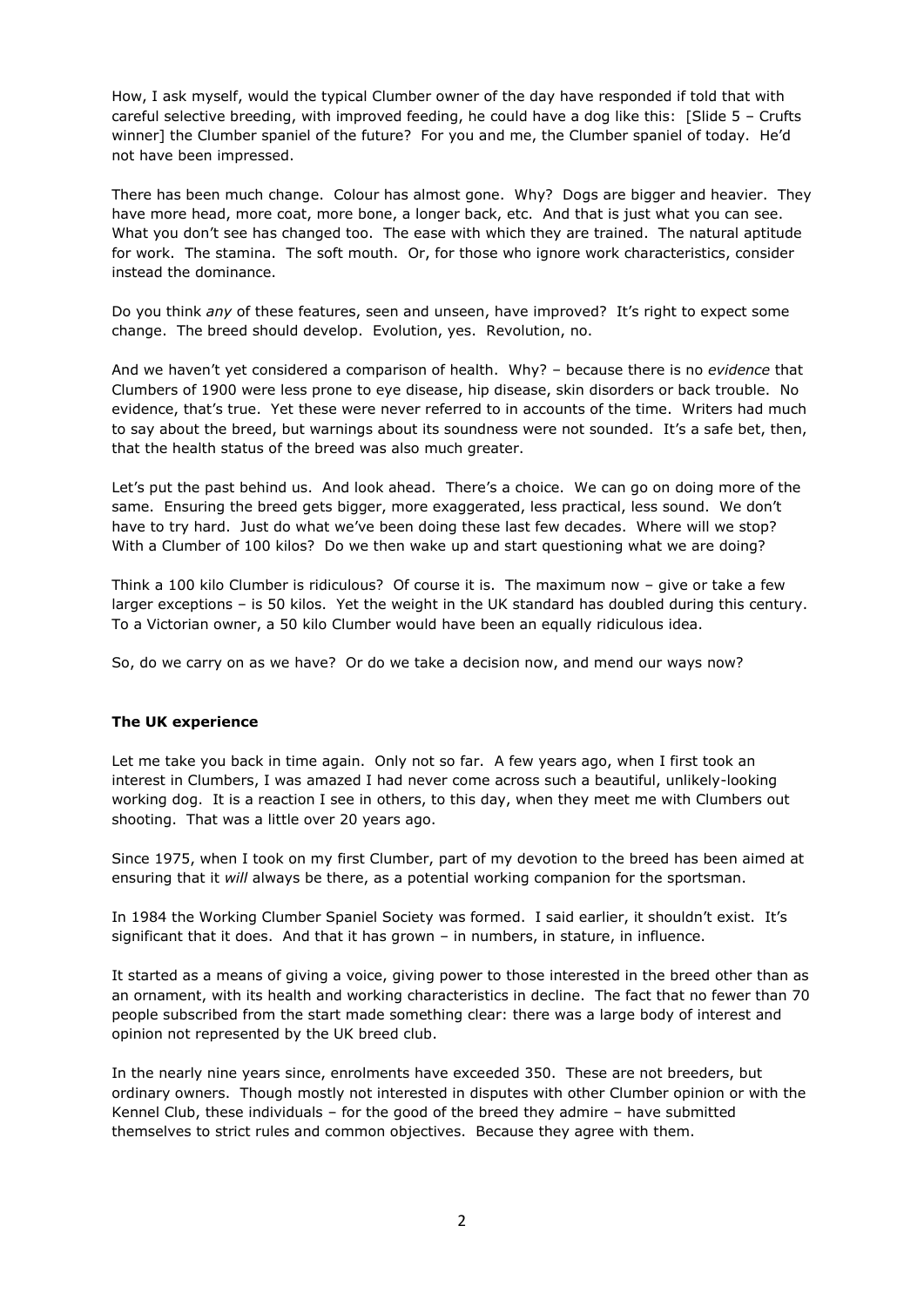How, I ask myself, would the typical Clumber owner of the day have responded if told that with careful selective breeding, with improved feeding, he could have a dog like this: [Slide 5 – Crufts winner] the Clumber spaniel of the future? For you and me, the Clumber spaniel of today. He'd not have been impressed.

There has been much change. Colour has almost gone. Why? Dogs are bigger and heavier. They have more head, more coat, more bone, a longer back, etc. And that is just what you can see. What you don't see has changed too. The ease with which they are trained. The natural aptitude for work. The stamina. The soft mouth. Or, for those who ignore work characteristics, consider instead the dominance.

Do you think *any* of these features, seen and unseen, have improved? It's right to expect some change. The breed should develop. Evolution, yes. Revolution, no.

And we haven't yet considered a comparison of health. Why? – because there is no *evidence* that Clumbers of 1900 were less prone to eye disease, hip disease, skin disorders or back trouble. No evidence, that's true. Yet these were never referred to in accounts of the time. Writers had much to say about the breed, but warnings about its soundness were not sounded. It's a safe bet, then, that the health status of the breed was also much greater.

Let's put the past behind us. And look ahead. There's a choice. We can go on doing more of the same. Ensuring the breed gets bigger, more exaggerated, less practical, less sound. We don't have to try hard. Just do what we've been doing these last few decades. Where will we stop? With a Clumber of 100 kilos? Do we then wake up and start questioning what we are doing?

Think a 100 kilo Clumber is ridiculous? Of course it is. The maximum now – give or take a few larger exceptions – is 50 kilos. Yet the weight in the UK standard has doubled during this century. To a Victorian owner, a 50 kilo Clumber would have been an equally ridiculous idea.

So, do we carry on as we have? Or do we take a decision now, and mend our ways now?

**The UK experience**

Let me take you back in time again. Only not so far. A few years ago, when I first took an interest in Clumbers, I was amazed I had never come across such a beautiful, unlikely-looking working dog. It is a reaction I see in others, to this day, when they meet me with Clumbers out shooting. That was a little over 20 years ago.

Since 1975, when I took on my first Clumber, part of my devotion to the breed has been aimed at ensuring that it *will* always be there, as a potential working companion for the sportsman.

In 1984 the Working Clumber Spaniel Society was formed. I said earlier, it shouldn't exist. It's significant that it does. And that it has grown – in numbers, in stature, in influence.

It started as a means of giving a voice, giving power to those interested in the breed other than as an ornament, with its health and working characteristics in decline. The fact that no fewer than 70 people subscribed from the start made something clear: there was a large body of interest and opinion not represented by the UK breed club.

In the nearly nine years since, enrolments have exceeded 350. These are not breeders, but ordinary owners. Though mostly not interested in disputes with other Clumber opinion or with the Kennel Club, these individuals – for the good of the breed they admire – have submitted themselves to strict rules and common objectives. Because they agree with them.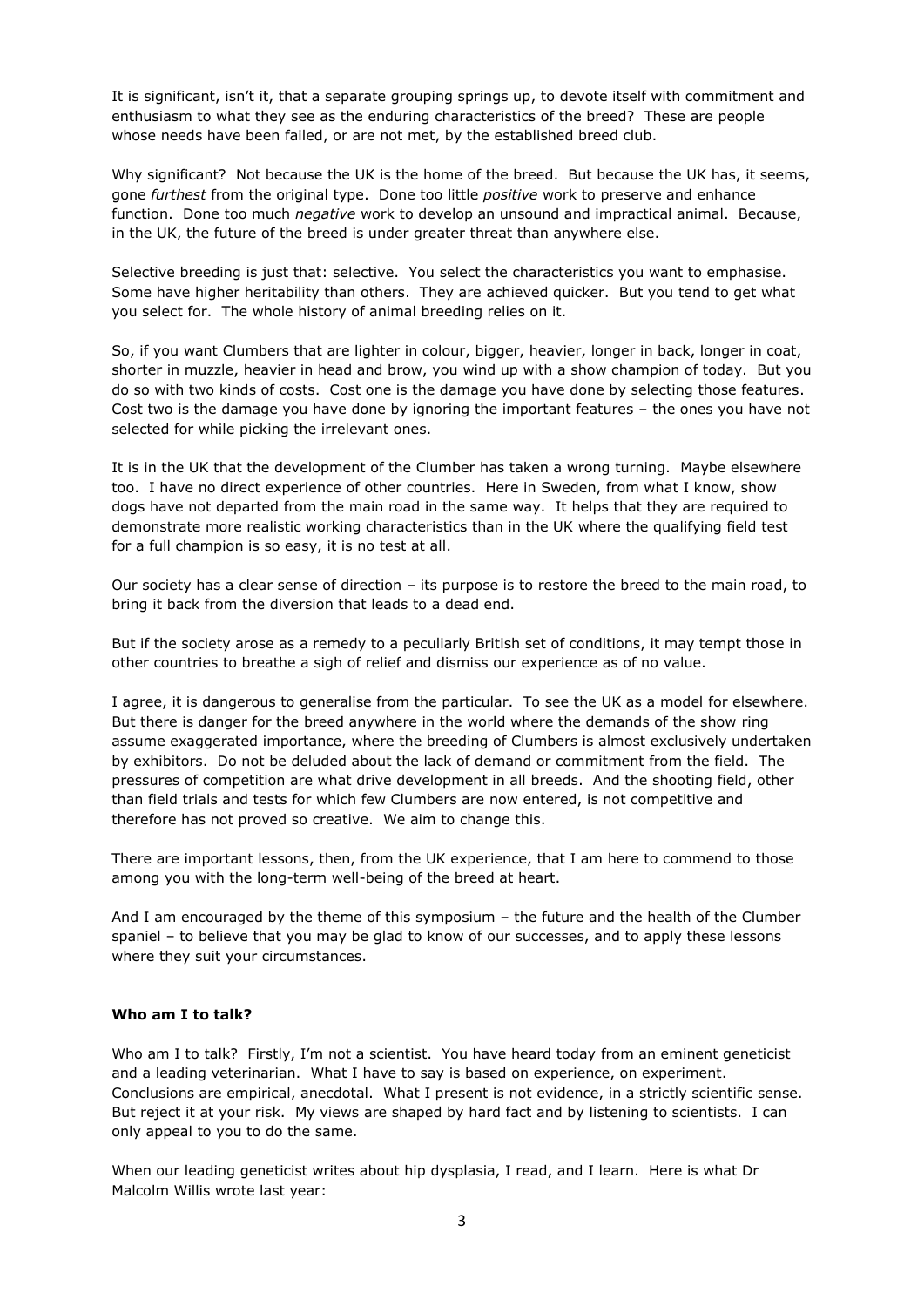It is significant, isn't it, that a separate grouping springs up, to devote itself with commitment and enthusiasm to what they see as the enduring characteristics of the breed? These are people whose needs have been failed, or are not met, by the established breed club.

Why significant? Not because the UK is the home of the breed. But because the UK has, it seems, gone *furthest* from the original type. Done too little *positive* work to preserve and enhance function. Done too much *negative* work to develop an unsound and impractical animal. Because, in the UK, the future of the breed is under greater threat than anywhere else.

Selective breeding is just that: selective. You select the characteristics you want to emphasise. Some have higher heritability than others. They are achieved quicker. But you tend to get what you select for. The whole history of animal breeding relies on it.

So, if you want Clumbers that are lighter in colour, bigger, heavier, longer in back, longer in coat, shorter in muzzle, heavier in head and brow, you wind up with a show champion of today. But you do so with two kinds of costs. Cost one is the damage you have done by selecting those features. Cost two is the damage you have done by ignoring the important features – the ones you have not selected for while picking the irrelevant ones.

It is in the UK that the development of the Clumber has taken a wrong turning. Maybe elsewhere too. I have no direct experience of other countries. Here in Sweden, from what I know, show dogs have not departed from the main road in the same way. It helps that they are required to demonstrate more realistic working characteristics than in the UK where the qualifying field test for a full champion is so easy, it is no test at all.

Our society has a clear sense of direction – its purpose is to restore the breed to the main road, to bring it back from the diversion that leads to a dead end.

But if the society arose as a remedy to a peculiarly British set of conditions, it may tempt those in other countries to breathe a sigh of relief and dismiss our experience as of no value.

I agree, it is dangerous to generalise from the particular. To see the UK as a model for elsewhere. But there is danger for the breed anywhere in the world where the demands of the show ring assume exaggerated importance, where the breeding of Clumbers is almost exclusively undertaken by exhibitors. Do not be deluded about the lack of demand or commitment from the field. The pressures of competition are what drive development in all breeds. And the shooting field, other than field trials and tests for which few Clumbers are now entered, is not competitive and therefore has not proved so creative. We aim to change this.

There are important lessons, then, from the UK experience, that I am here to commend to those among you with the long-term well-being of the breed at heart.

And I am encouraged by the theme of this symposium – the future and the health of the Clumber spaniel – to believe that you may be glad to know of our successes, and to apply these lessons where they suit your circumstances.

**Who am I to talk?**

Who am I to talk? Firstly, I'm not a scientist. You have heard today from an eminent geneticist and a leading veterinarian. What I have to say is based on experience, on experiment. Conclusions are empirical, anecdotal. What I present is not evidence, in a strictly scientific sense. But reject it at your risk. My views are shaped by hard fact and by listening to scientists. I can only appeal to you to do the same.

When our leading geneticist writes about hip dysplasia, I read, and I learn. Here is what Dr Malcolm Willis wrote last year: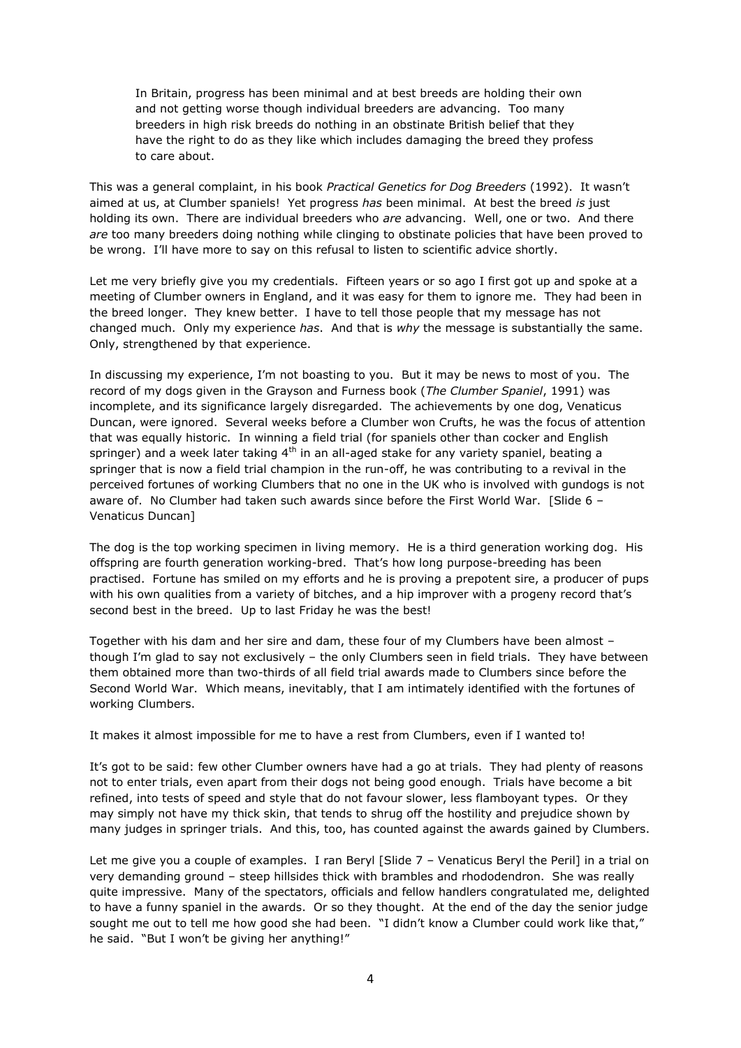> In Britain, progress has been minimal and at best breeds are holding their own and not getting worse though individual breeders are advancing. Too many breeders in high risk breeds do nothing in an obstinate British belief that they have the right to do as they like which includes damaging the breed they profess to care about.

This was a general complaint, in his book *Practical Genetics for Dog Breeders* (1992). It wasn't aimed at us, at Clumber spaniels! Yet progress *has* been minimal. At best the breed *is* just holding its own. There are individual breeders who *are* advancing. Well, one or two. And there *are* too many breeders doing nothing while clinging to obstinate policies that have been proved to be wrong. I'll have more to say on this refusal to listen to scientific advice shortly.

Let me very briefly give you my credentials. Fifteen years or so ago I first got up and spoke at a meeting of Clumber owners in England, and it was easy for them to ignore me. They had been in the breed longer. They knew better. I have to tell those people that my message has not changed much. Only my experience *has*. And that is *why* the message is substantially the same. Only, strengthened by that experience.

In discussing my experience, I'm not boasting to you. But it may be news to most of you. The record of my dogs given in the Grayson and Furness book (*The Clumber Spaniel*, 1991) was incomplete, and its significance largely disregarded. The achievements by one dog, Venaticus Duncan, were ignored. Several weeks before a Clumber won Crufts, he was the focus of attention that was equally historic. In winning a field trial (for spaniels other than cocker and English springer) and a week later taking 4th in an all-aged stake for any variety spaniel, beating a springer that is now a field trial champion in the run-off, he was contributing to a revival in the perceived fortunes of working Clumbers that no one in the UK who is involved with gundogs is not aware of. No Clumber had taken such awards since before the First World War. [Slide 6 – Venaticus Duncan]

The dog is the top working specimen in living memory. He is a third generation working dog. His offspring are fourth generation working-bred. That's how long purpose-breeding has been practised. Fortune has smiled on my efforts and he is proving a prepotent sire, a producer of pups with his own qualities from a variety of bitches, and a hip improver with a progeny record that's second best in the breed. Up to last Friday he was the best!

Together with his dam and her sire and dam, these four of my Clumbers have been almost – though I'm glad to say not exclusively – the only Clumbers seen in field trials. They have between them obtained more than two-thirds of all field trial awards made to Clumbers since before the Second World War. Which means, inevitably, that I am intimately identified with the fortunes of working Clumbers.

It makes it almost impossible for me to have a rest from Clumbers, even if I wanted to!

It's got to be said: few other Clumber owners have had a go at trials. They had plenty of reasons not to enter trials, even apart from their dogs not being good enough. Trials have become a bit refined, into tests of speed and style that do not favour slower, less flamboyant types. Or they may simply not have my thick skin, that tends to shrug off the hostility and prejudice shown by many judges in springer trials. And this, too, has counted against the awards gained by Clumbers.

Let me give you a couple of examples. I ran Beryl [Slide 7 – Venaticus Beryl the Peril] in a trial on very demanding ground – steep hillsides thick with brambles and rhododendron. She was really quite impressive. Many of the spectators, officials and fellow handlers congratulated me, delighted to have a funny spaniel in the awards. Or so they thought. At the end of the day the senior judge sought me out to tell me how good she had been. "I didn't know a Clumber could work like that," he said. "But I won't be giving her anything!"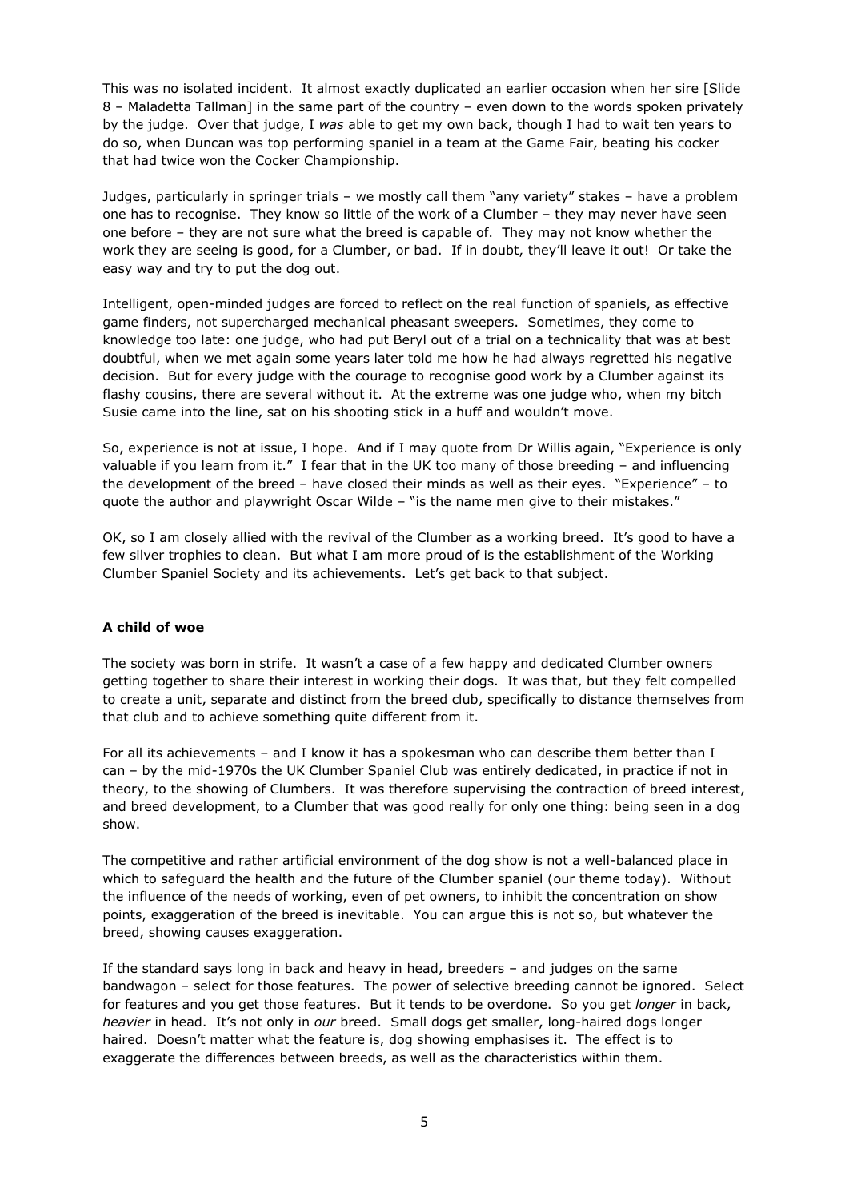This was no isolated incident. It almost exactly duplicated an earlier occasion when her sire [Slide 8 – Maladetta Tallman] in the same part of the country – even down to the words spoken privately by the judge. Over that judge, I *was* able to get my own back, though I had to wait ten years to do so, when Duncan was top performing spaniel in a team at the Game Fair, beating his cocker that had twice won the Cocker Championship.

Judges, particularly in springer trials – we mostly call them "any variety" stakes – have a problem one has to recognise. They know so little of the work of a Clumber – they may never have seen one before – they are not sure what the breed is capable of. They may not know whether the work they are seeing is good, for a Clumber, or bad. If in doubt, they'll leave it out! Or take the easy way and try to put the dog out.

Intelligent, open-minded judges are forced to reflect on the real function of spaniels, as effective game finders, not supercharged mechanical pheasant sweepers. Sometimes, they come to knowledge too late: one judge, who had put Beryl out of a trial on a technicality that was at best doubtful, when we met again some years later told me how he had always regretted his negative decision. But for every judge with the courage to recognise good work by a Clumber against its flashy cousins, there are several without it. At the extreme was one judge who, when my bitch Susie came into the line, sat on his shooting stick in a huff and wouldn't move.

So, experience is not at issue, I hope. And if I may quote from Dr Willis again, "Experience is only valuable if you learn from it." I fear that in the UK too many of those breeding – and influencing the development of the breed – have closed their minds as well as their eyes. "Experience" – to quote the author and playwright Oscar Wilde – "is the name men give to their mistakes."

OK, so I am closely allied with the revival of the Clumber as a working breed. It's good to have a few silver trophies to clean. But what I am more proud of is the establishment of the Working Clumber Spaniel Society and its achievements. Let's get back to that subject.

**A child of woe**

The society was born in strife. It wasn't a case of a few happy and dedicated Clumber owners getting together to share their interest in working their dogs. It was that, but they felt compelled to create a unit, separate and distinct from the breed club, specifically to distance themselves from that club and to achieve something quite different from it.

For all its achievements – and I know it has a spokesman who can describe them better than I can – by the mid-1970s the UK Clumber Spaniel Club was entirely dedicated, in practice if not in theory, to the showing of Clumbers. It was therefore supervising the contraction of breed interest, and breed development, to a Clumber that was good really for only one thing: being seen in a dog show.

The competitive and rather artificial environment of the dog show is not a well-balanced place in which to safeguard the health and the future of the Clumber spaniel (our theme today). Without the influence of the needs of working, even of pet owners, to inhibit the concentration on show points, exaggeration of the breed is inevitable. You can argue this is not so, but whatever the breed, showing causes exaggeration.

If the standard says long in back and heavy in head, breeders – and judges on the same bandwagon – select for those features. The power of selective breeding cannot be ignored. Select for features and you get those features. But it tends to be overdone. So you get *longer* in back, *heavier* in head. It's not only in *our* breed. Small dogs get smaller, long-haired dogs longer haired. Doesn't matter what the feature is, dog showing emphasises it. The effect is to exaggerate the differences between breeds, as well as the characteristics within them.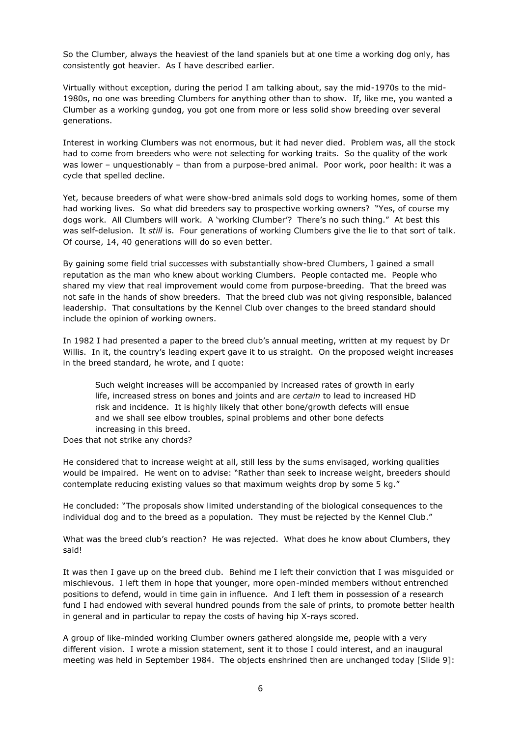So the Clumber, always the heaviest of the land spaniels but at one time a working dog only, has consistently got heavier. As I have described earlier.

Virtually without exception, during the period I am talking about, say the mid-1970s to the mid-1980s, no one was breeding Clumbers for anything other than to show. If, like me, you wanted a Clumber as a working gundog, you got one from more or less solid show breeding over several generations.

Interest in working Clumbers was not enormous, but it had never died. Problem was, all the stock had to come from breeders who were not selecting for working traits. So the quality of the work was lower – unquestionably – than from a purpose-bred animal. Poor work, poor health: it was a cycle that spelled decline.

Yet, because breeders of what were show-bred animals sold dogs to working homes, some of them had working lives. So what did breeders say to prospective working owners? "Yes, of course my dogs work. All Clumbers will work. A 'working Clumber'? There's no such thing." At best this was self-delusion. It *still* is. Four generations of working Clumbers give the lie to that sort of talk. Of course, 14, 40 generations will do so even better.

By gaining some field trial successes with substantially show-bred Clumbers, I gained a small reputation as the man who knew about working Clumbers. People contacted me. People who shared my view that real improvement would come from purpose-breeding. That the breed was not safe in the hands of show breeders. That the breed club was not giving responsible, balanced leadership. That consultations by the Kennel Club over changes to the breed standard should include the opinion of working owners.

In 1982 I had presented a paper to the breed club's annual meeting, written at my request by Dr Willis. In it, the country's leading expert gave it to us straight. On the proposed weight increases in the breed standard, he wrote, and I quote:

> Such weight increases will be accompanied by increased rates of growth in early life, increased stress on bones and joints and are *certain* to lead to increased HD risk and incidence. It is highly likely that other bone/growth defects will ensue and we shall see elbow troubles, spinal problems and other bone defects increasing in this breed.

Does that not strike any chords?

He considered that to increase weight at all, still less by the sums envisaged, working qualities would be impaired. He went on to advise: "Rather than seek to increase weight, breeders should contemplate reducing existing values so that maximum weights drop by some 5 kg."

He concluded: "The proposals show limited understanding of the biological consequences to the individual dog and to the breed as a population. They must be rejected by the Kennel Club."

What was the breed club's reaction? He was rejected. What does he know about Clumbers, they said!

It was then I gave up on the breed club. Behind me I left their conviction that I was misguided or mischievous. I left them in hope that younger, more open-minded members without entrenched positions to defend, would in time gain in influence. And I left them in possession of a research fund I had endowed with several hundred pounds from the sale of prints, to promote better health in general and in particular to repay the costs of having hip X-rays scored.

A group of like-minded working Clumber owners gathered alongside me, people with a very different vision. I wrote a mission statement, sent it to those I could interest, and an inaugural meeting was held in September 1984. The objects enshrined then are unchanged today [Slide 9]: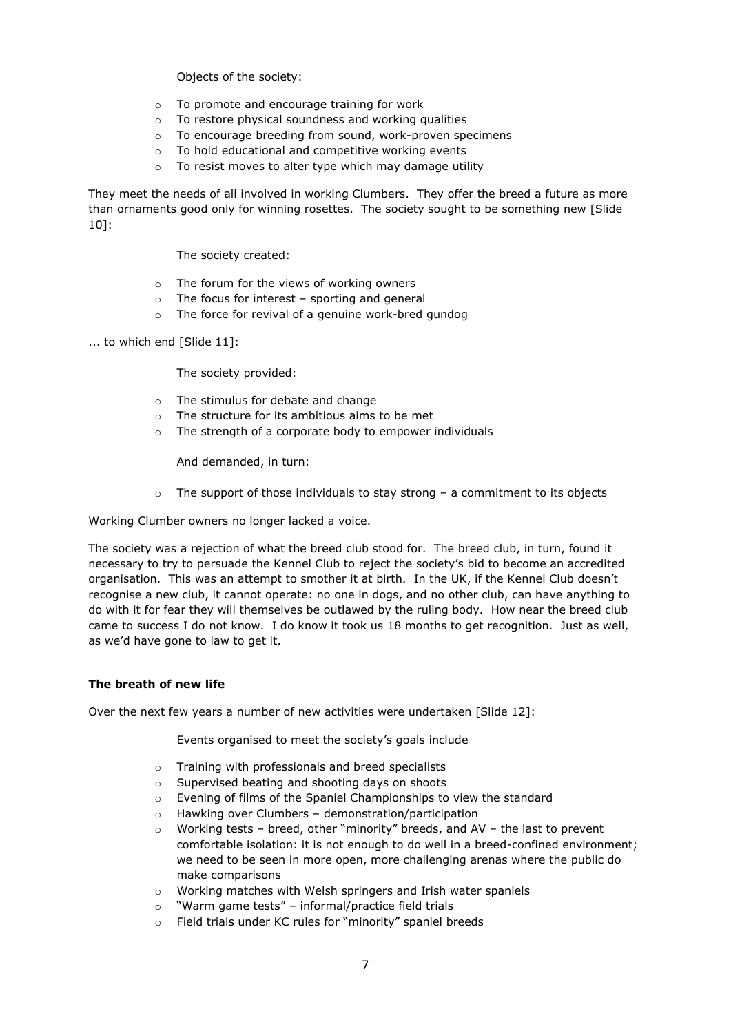Objects of the society:

- To promote and encourage training for work
- To restore physical soundness and working qualities
- To encourage breeding from sound, work-proven specimens
- To hold educational and competitive working events
- To resist moves to alter type which may damage utility

They meet the needs of all involved in working Clumbers. They offer the breed a future as more than ornaments good only for winning rosettes. The society sought to be something new [Slide 10]:

The society created:

- The forum for the views of working owners
- The focus for interest – sporting and general
- The force for revival of a genuine work-bred gundog

... to which end [Slide 11]:

The society provided:

- The stimulus for debate and change
- The structure for its ambitious aims to be met
- The strength of a corporate body to empower individuals

And demanded, in turn:

- The support of those individuals to stay strong – a commitment to its objects

Working Clumber owners no longer lacked a voice.

The society was a rejection of what the breed club stood for. The breed club, in turn, found it necessary to try to persuade the Kennel Club to reject the society's bid to become an accredited organisation. This was an attempt to smother it at birth. In the UK, if the Kennel Club doesn't recognise a new club, it cannot operate: no one in dogs, and no other club, can have anything to do with it for fear they will themselves be outlawed by the ruling body. How near the breed club came to success I do not know. I do know it took us 18 months to get recognition. Just as well, as we'd have gone to law to get it.

**The breath of new life**

Over the next few years a number of new activities were undertaken [Slide 12]:

Events organised to meet the society's goals include

- Training with professionals and breed specialists
- Supervised beating and shooting days on shoots
- Evening of films of the Spaniel Championships to view the standard
- Hawking over Clumbers – demonstration/participation
- Working tests – breed, other "minority" breeds, and AV – the last to prevent comfortable isolation: it is not enough to do well in a breed-confined environment; we need to be seen in more open, more challenging arenas where the public do make comparisons
- Working matches with Welsh springers and Irish water spaniels
- "Warm game tests" – informal/practice field trials
- Field trials under KC rules for "minority" spaniel breeds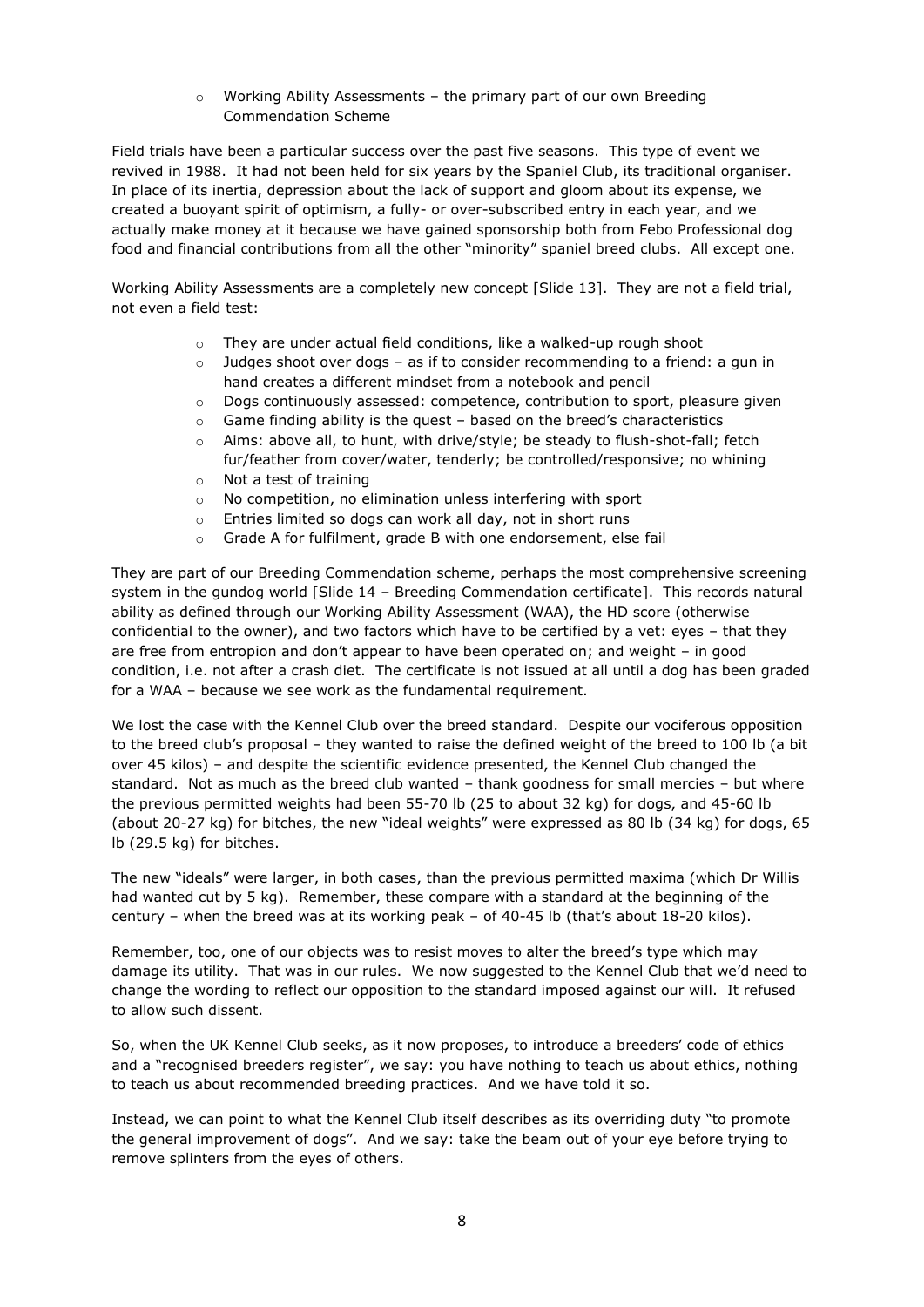- Working Ability Assessments – the primary part of our own Breeding Commendation Scheme

Field trials have been a particular success over the past five seasons. This type of event we revived in 1988. It had not been held for six years by the Spaniel Club, its traditional organiser. In place of its inertia, depression about the lack of support and gloom about its expense, we created a buoyant spirit of optimism, a fully- or over-subscribed entry in each year, and we actually make money at it because we have gained sponsorship both from Febo Professional dog food and financial contributions from all the other "minority" spaniel breed clubs. All except one.

Working Ability Assessments are a completely new concept [Slide 13]. They are not a field trial, not even a field test:

- They are under actual field conditions, like a walked-up rough shoot
- Judges shoot over dogs – as if to consider recommending to a friend: a gun in hand creates a different mindset from a notebook and pencil
- Dogs continuously assessed: competence, contribution to sport, pleasure given
- Game finding ability is the quest – based on the breed's characteristics
- Aims: above all, to hunt, with drive/style; be steady to flush-shot-fall; fetch fur/feather from cover/water, tenderly; be controlled/responsive; no whining
- Not a test of training
- No competition, no elimination unless interfering with sport
- Entries limited so dogs can work all day, not in short runs
- Grade A for fulfilment, grade B with one endorsement, else fail

They are part of our Breeding Commendation scheme, perhaps the most comprehensive screening system in the gundog world [Slide 14 – Breeding Commendation certificate]. This records natural ability as defined through our Working Ability Assessment (WAA), the HD score (otherwise confidential to the owner), and two factors which have to be certified by a vet: eyes – that they are free from entropion and don't appear to have been operated on; and weight – in good condition, i.e. not after a crash diet. The certificate is not issued at all until a dog has been graded for a WAA – because we see work as the fundamental requirement.

We lost the case with the Kennel Club over the breed standard. Despite our vociferous opposition to the breed club's proposal – they wanted to raise the defined weight of the breed to 100 lb (a bit over 45 kilos) – and despite the scientific evidence presented, the Kennel Club changed the standard. Not as much as the breed club wanted – thank goodness for small mercies – but where the previous permitted weights had been 55-70 lb (25 to about 32 kg) for dogs, and 45-60 lb (about 20-27 kg) for bitches, the new "ideal weights" were expressed as 80 lb (34 kg) for dogs, 65 lb (29.5 kg) for bitches.

The new "ideals" were larger, in both cases, than the previous permitted maxima (which Dr Willis had wanted cut by 5 kg). Remember, these compare with a standard at the beginning of the century – when the breed was at its working peak – of 40-45 lb (that's about 18-20 kilos).

Remember, too, one of our objects was to resist moves to alter the breed's type which may damage its utility. That was in our rules. We now suggested to the Kennel Club that we'd need to change the wording to reflect our opposition to the standard imposed against our will. It refused to allow such dissent.

So, when the UK Kennel Club seeks, as it now proposes, to introduce a breeders' code of ethics and a "recognised breeders register", we say: you have nothing to teach us about ethics, nothing to teach us about recommended breeding practices. And we have told it so.

Instead, we can point to what the Kennel Club itself describes as its overriding duty "to promote the general improvement of dogs". And we say: take the beam out of your eye before trying to remove splinters from the eyes of others.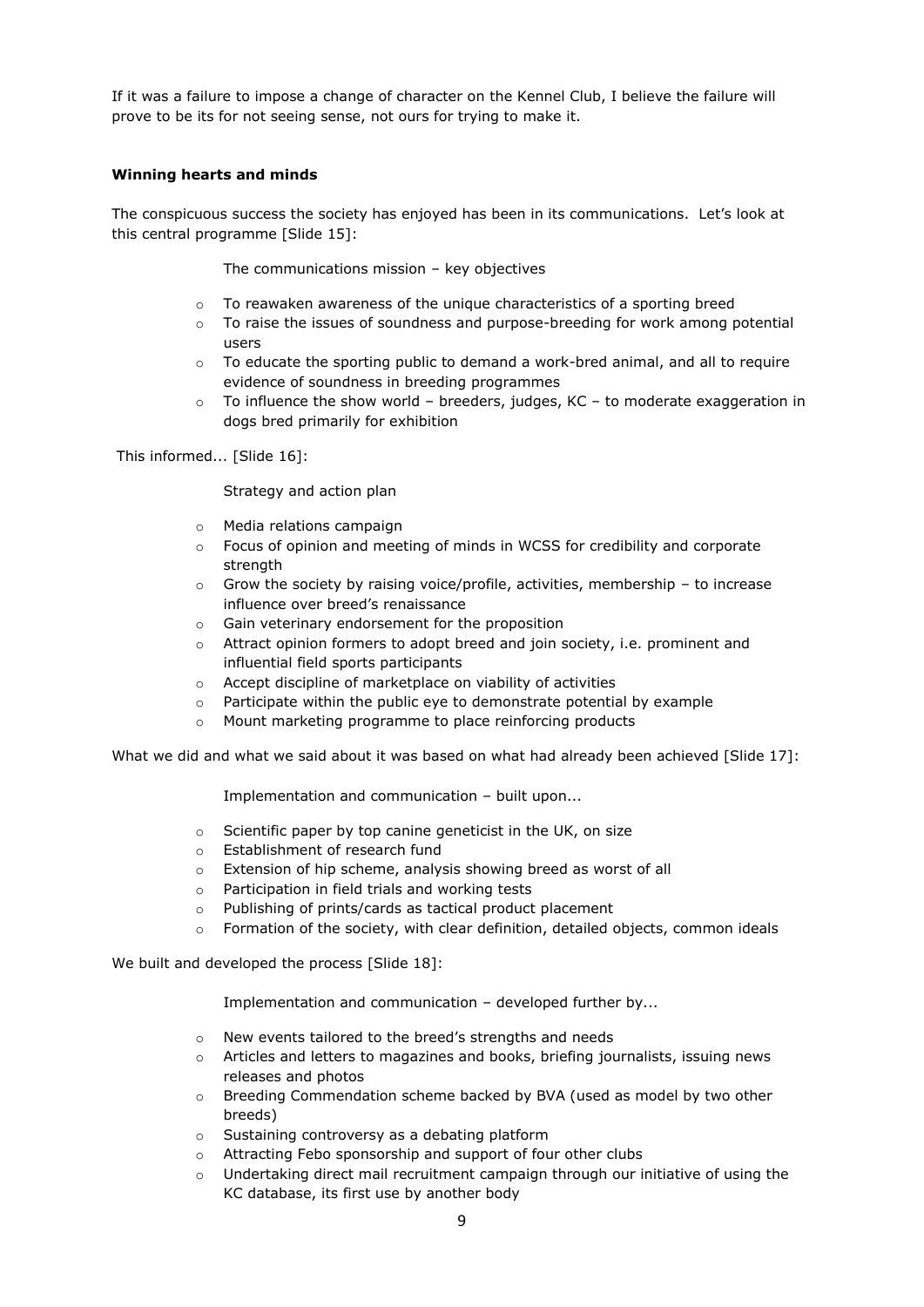If it was a failure to impose a change of character on the Kennel Club, I believe the failure will prove to be its for not seeing sense, not ours for trying to make it.

**Winning hearts and minds**

The conspicuous success the society has enjoyed has been in its communications. Let's look at this central programme [Slide 15]:

The communications mission – key objectives

- To reawaken awareness of the unique characteristics of a sporting breed
- To raise the issues of soundness and purpose-breeding for work among potential users
- To educate the sporting public to demand a work-bred animal, and all to require evidence of soundness in breeding programmes
- To influence the show world – breeders, judges, KC – to moderate exaggeration in dogs bred primarily for exhibition

This informed... [Slide 16]:

Strategy and action plan

- Media relations campaign
- Focus of opinion and meeting of minds in WCSS for credibility and corporate strength
- Grow the society by raising voice/profile, activities, membership – to increase influence over breed's renaissance
- Gain veterinary endorsement for the proposition
- Attract opinion formers to adopt breed and join society, i.e. prominent and influential field sports participants
- Accept discipline of marketplace on viability of activities
- Participate within the public eye to demonstrate potential by example
- Mount marketing programme to place reinforcing products

What we did and what we said about it was based on what had already been achieved [Slide 17]:

Implementation and communication – built upon...

- Scientific paper by top canine geneticist in the UK, on size
- Establishment of research fund
- Extension of hip scheme, analysis showing breed as worst of all
- Participation in field trials and working tests
- Publishing of prints/cards as tactical product placement
- Formation of the society, with clear definition, detailed objects, common ideals

We built and developed the process [Slide 18]:

Implementation and communication – developed further by...

- New events tailored to the breed's strengths and needs
- Articles and letters to magazines and books, briefing journalists, issuing news releases and photos
- Breeding Commendation scheme backed by BVA (used as model by two other breeds)
- Sustaining controversy as a debating platform
- Attracting Febo sponsorship and support of four other clubs
- Undertaking direct mail recruitment campaign through our initiative of using the KC database, its first use by another body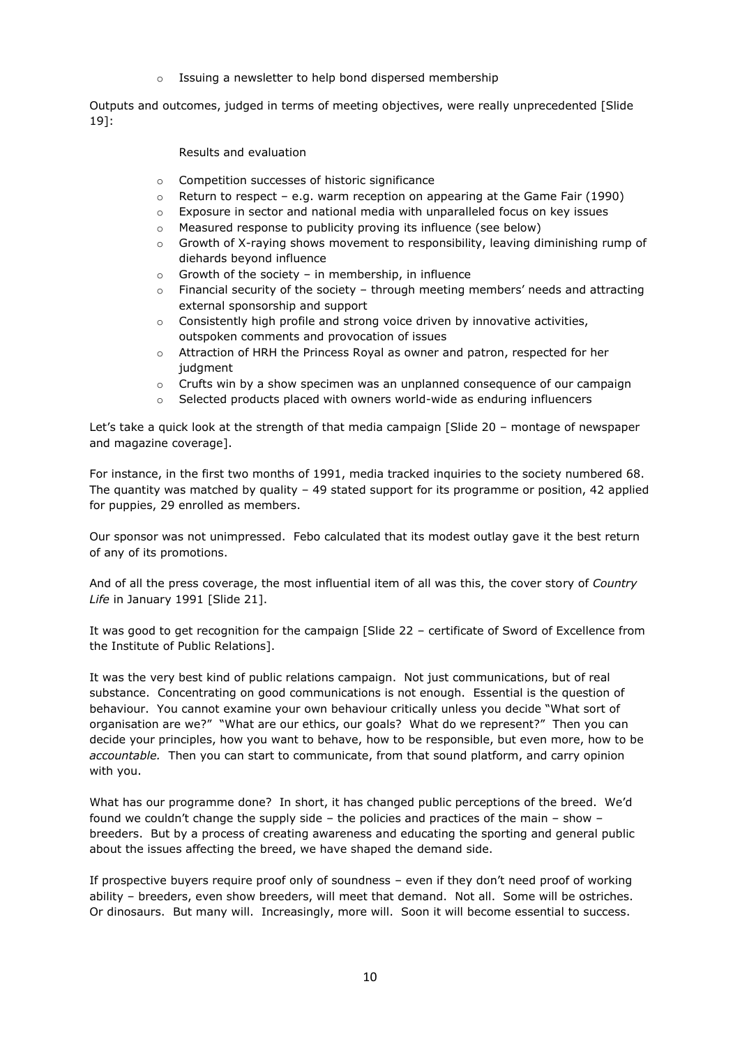- Issuing a newsletter to help bond dispersed membership

Outputs and outcomes, judged in terms of meeting objectives, were really unprecedented [Slide 19]:

Results and evaluation

- Competition successes of historic significance
- Return to respect – e.g. warm reception on appearing at the Game Fair (1990)
- Exposure in sector and national media with unparalleled focus on key issues
- Measured response to publicity proving its influence (see below)
- Growth of X-raying shows movement to responsibility, leaving diminishing rump of diehards beyond influence
- Growth of the society – in membership, in influence
- Financial security of the society – through meeting members' needs and attracting external sponsorship and support
- Consistently high profile and strong voice driven by innovative activities, outspoken comments and provocation of issues
- Attraction of HRH the Princess Royal as owner and patron, respected for her judgment
- Crufts win by a show specimen was an unplanned consequence of our campaign
- Selected products placed with owners world-wide as enduring influencers

Let's take a quick look at the strength of that media campaign [Slide 20 – montage of newspaper and magazine coverage].

For instance, in the first two months of 1991, media tracked inquiries to the society numbered 68. The quantity was matched by quality – 49 stated support for its programme or position, 42 applied for puppies, 29 enrolled as members.

Our sponsor was not unimpressed. Febo calculated that its modest outlay gave it the best return of any of its promotions.

And of all the press coverage, the most influential item of all was this, the cover story of *Country Life* in January 1991 [Slide 21].

It was good to get recognition for the campaign [Slide 22 – certificate of Sword of Excellence from the Institute of Public Relations].

It was the very best kind of public relations campaign. Not just communications, but of real substance. Concentrating on good communications is not enough. Essential is the question of behaviour. You cannot examine your own behaviour critically unless you decide "What sort of organisation are we?" "What are our ethics, our goals? What do we represent?" Then you can decide your principles, how you want to behave, how to be responsible, but even more, how to be *accountable.* Then you can start to communicate, from that sound platform, and carry opinion with you.

What has our programme done? In short, it has changed public perceptions of the breed. We'd found we couldn't change the supply side – the policies and practices of the main – show – breeders. But by a process of creating awareness and educating the sporting and general public about the issues affecting the breed, we have shaped the demand side.

If prospective buyers require proof only of soundness – even if they don't need proof of working ability – breeders, even show breeders, will meet that demand. Not all. Some will be ostriches. Or dinosaurs. But many will. Increasingly, more will. Soon it will become essential to success.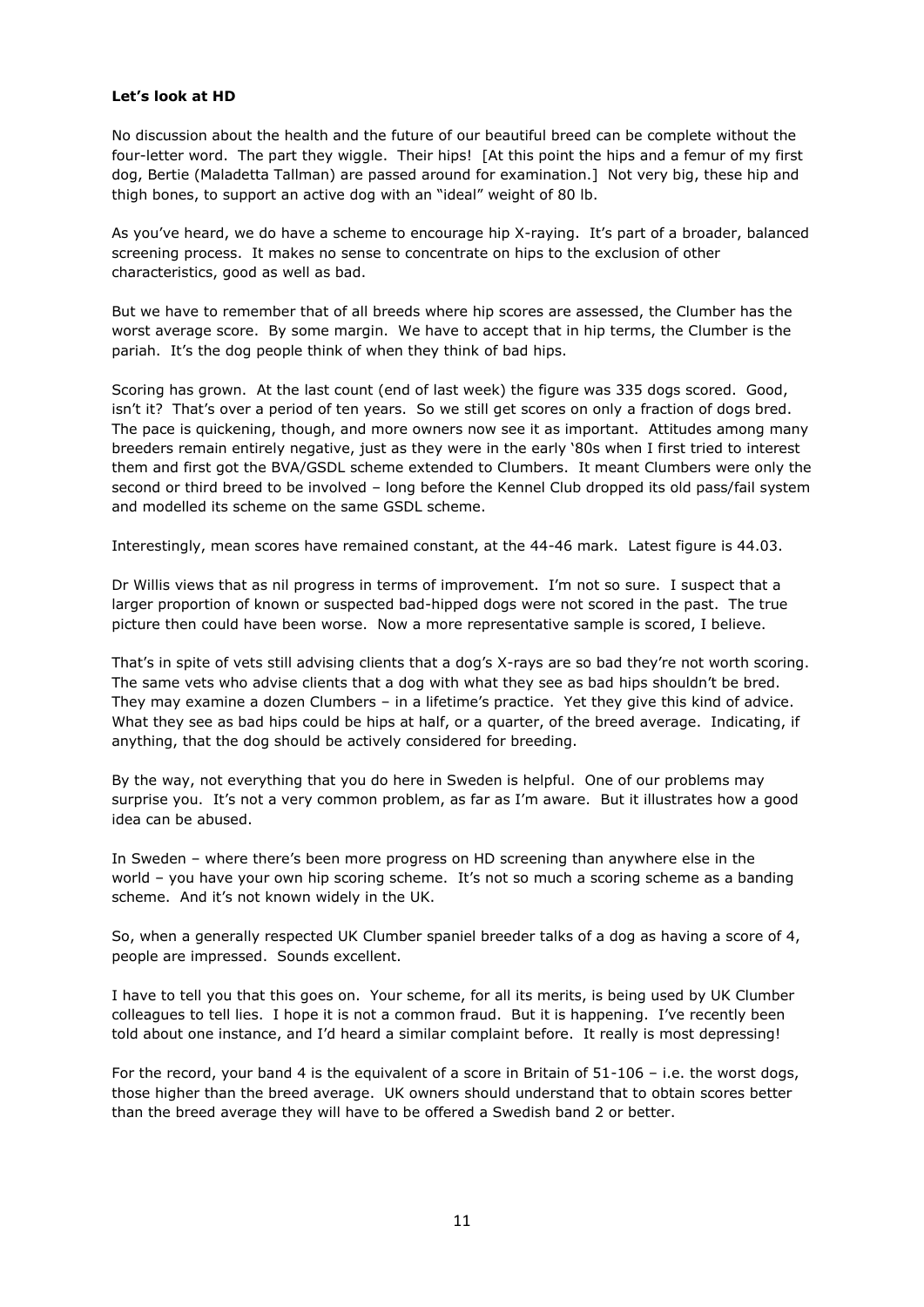**Let's look at HD**

No discussion about the health and the future of our beautiful breed can be complete without the four-letter word. The part they wiggle. Their hips! [At this point the hips and a femur of my first dog, Bertie (Maladetta Tallman) are passed around for examination.] Not very big, these hip and thigh bones, to support an active dog with an "ideal" weight of 80 lb.

As you've heard, we do have a scheme to encourage hip X-raying. It's part of a broader, balanced screening process. It makes no sense to concentrate on hips to the exclusion of other characteristics, good as well as bad.

But we have to remember that of all breeds where hip scores are assessed, the Clumber has the worst average score. By some margin. We have to accept that in hip terms, the Clumber is the pariah. It's the dog people think of when they think of bad hips.

Scoring has grown. At the last count (end of last week) the figure was 335 dogs scored. Good, isn't it? That's over a period of ten years. So we still get scores on only a fraction of dogs bred. The pace is quickening, though, and more owners now see it as important. Attitudes among many breeders remain entirely negative, just as they were in the early '80s when I first tried to interest them and first got the BVA/GSDL scheme extended to Clumbers. It meant Clumbers were only the second or third breed to be involved – long before the Kennel Club dropped its old pass/fail system and modelled its scheme on the same GSDL scheme.

Interestingly, mean scores have remained constant, at the 44-46 mark. Latest figure is 44.03.

Dr Willis views that as nil progress in terms of improvement. I'm not so sure. I suspect that a larger proportion of known or suspected bad-hipped dogs were not scored in the past. The true picture then could have been worse. Now a more representative sample is scored, I believe.

That's in spite of vets still advising clients that a dog's X-rays are so bad they're not worth scoring. The same vets who advise clients that a dog with what they see as bad hips shouldn't be bred. They may examine a dozen Clumbers – in a lifetime's practice. Yet they give this kind of advice. What they see as bad hips could be hips at half, or a quarter, of the breed average. Indicating, if anything, that the dog should be actively considered for breeding.

By the way, not everything that you do here in Sweden is helpful. One of our problems may surprise you. It's not a very common problem, as far as I'm aware. But it illustrates how a good idea can be abused.

In Sweden – where there's been more progress on HD screening than anywhere else in the world – you have your own hip scoring scheme. It's not so much a scoring scheme as a banding scheme. And it's not known widely in the UK.

So, when a generally respected UK Clumber spaniel breeder talks of a dog as having a score of 4, people are impressed. Sounds excellent.

I have to tell you that this goes on. Your scheme, for all its merits, is being used by UK Clumber colleagues to tell lies. I hope it is not a common fraud. But it is happening. I've recently been told about one instance, and I'd heard a similar complaint before. It really is most depressing!

For the record, your band 4 is the equivalent of a score in Britain of 51-106 – i.e. the worst dogs, those higher than the breed average. UK owners should understand that to obtain scores better than the breed average they will have to be offered a Swedish band 2 or better.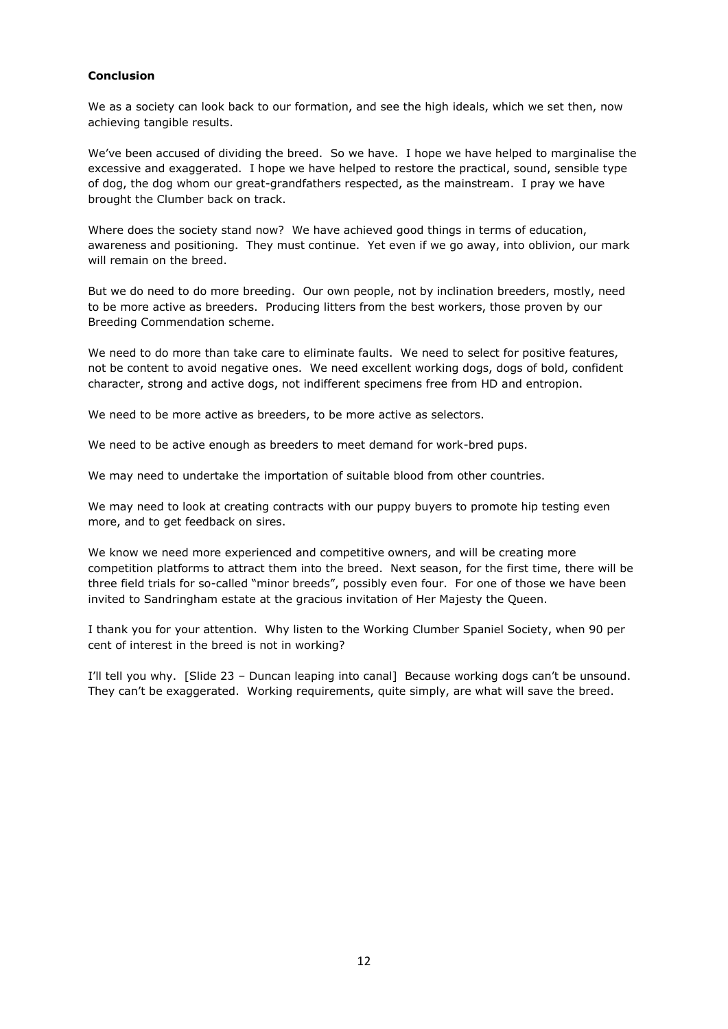**Conclusion**

We as a society can look back to our formation, and see the high ideals, which we set then, now achieving tangible results.

We've been accused of dividing the breed. So we have. I hope we have helped to marginalise the excessive and exaggerated. I hope we have helped to restore the practical, sound, sensible type of dog, the dog whom our great-grandfathers respected, as the mainstream. I pray we have brought the Clumber back on track.

Where does the society stand now? We have achieved good things in terms of education, awareness and positioning. They must continue. Yet even if we go away, into oblivion, our mark will remain on the breed.

But we do need to do more breeding. Our own people, not by inclination breeders, mostly, need to be more active as breeders. Producing litters from the best workers, those proven by our Breeding Commendation scheme.

We need to do more than take care to eliminate faults. We need to select for positive features, not be content to avoid negative ones. We need excellent working dogs, dogs of bold, confident character, strong and active dogs, not indifferent specimens free from HD and entropion.

We need to be more active as breeders, to be more active as selectors.

We need to be active enough as breeders to meet demand for work-bred pups.

We may need to undertake the importation of suitable blood from other countries.

We may need to look at creating contracts with our puppy buyers to promote hip testing even more, and to get feedback on sires.

We know we need more experienced and competitive owners, and will be creating more competition platforms to attract them into the breed. Next season, for the first time, there will be three field trials for so-called "minor breeds", possibly even four. For one of those we have been invited to Sandringham estate at the gracious invitation of Her Majesty the Queen.

I thank you for your attention. Why listen to the Working Clumber Spaniel Society, when 90 per cent of interest in the breed is not in working?

I'll tell you why. [Slide 23 – Duncan leaping into canal] Because working dogs can't be unsound. They can't be exaggerated. Working requirements, quite simply, are what will save the breed.